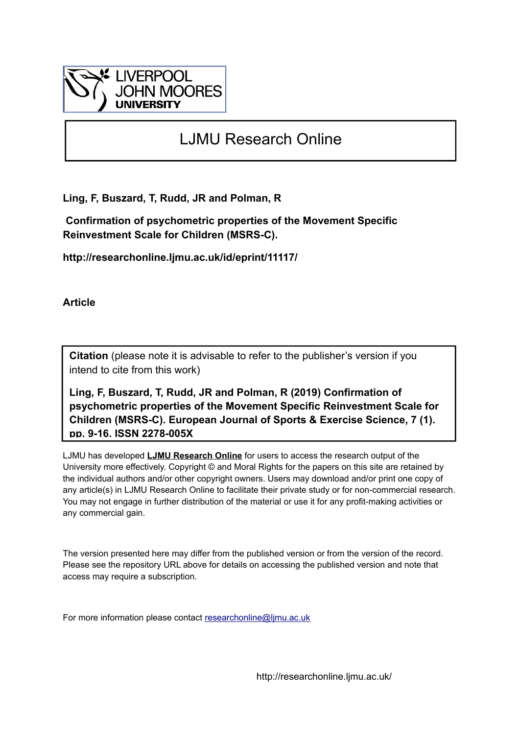# LJMU Research Online

**Ling, F, Buszard, T, Rudd, JR and Polman, R**

**Confirmation of psychometric properties of the Movement Specific Reinvestment Scale for Children (MSRS-C).**

**http://researchonline.ljmu.ac.uk/id/eprint/11117/**

**Article**

**Citation** (please note it is advisable to refer to the publisher's version if you intend to cite from this work)

**Ling, F, Buszard, T, Rudd, JR and Polman, R (2019) Confirmation of psychometric properties of the Movement Specific Reinvestment Scale for Children (MSRS-C). European Journal of Sports & Exercise Science, 7 (1). pp. 9-16. ISSN 2278-005X**

LJMU has developed **LJMU Research Online** for users to access the research output of the University more effectively. Copyright © and Moral Rights for the papers on this site are retained by the individual authors and/or other copyright owners. Users may download and/or print one copy of any article(s) in LJMU Research Online to facilitate their private study or for non-commercial research. You may not engage in further distribution of the material or use it for any profit-making activities or any commercial gain.

The version presented here may differ from the published version or from the version of the record. Please see the repository URL above for details on accessing the published version and note that access may require a subscription.

For more information please contact researchonline@ljmu.ac.uk

http://researchonline.ljmu.ac.uk/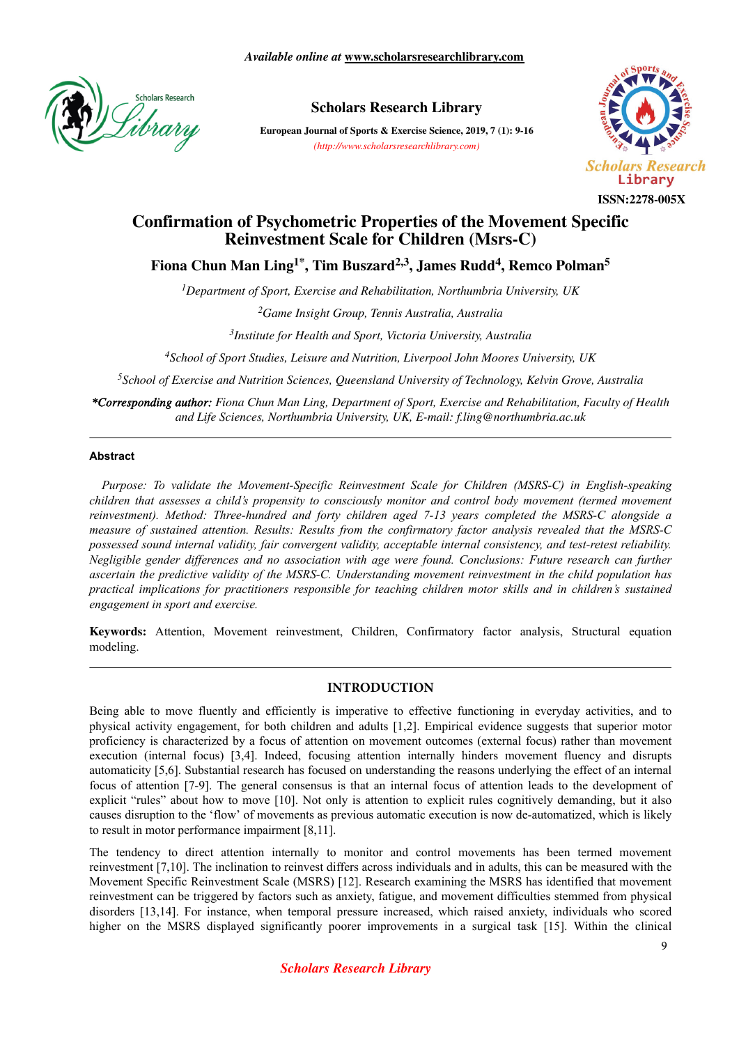# Confirmation of Psychometric Properties of the Movement Specific Reinvestment Scale for Children (Msrs-C)

**Fiona Chun Man Ling[1]*, Tim Buszard[2,3], James Rudd[4], Remco Polman[5]**

[1]*Department of Sport, Exercise and Rehabilitation, Northumbria University, UK*

[2]*Game Insight Group, Tennis Australia, Australia*

[3]*Institute for Health and Sport, Victoria University, Australia*

[4]*School of Sport Studies, Leisure and Nutrition, Liverpool John Moores University, UK*

[5]*School of Exercise and Nutrition Sciences, Queensland University of Technology, Kelvin Grove, Australia*

****Corresponding author:*** *Fiona Chun Man Ling, Department of Sport, Exercise and Rehabilitation, Faculty of Health and Life Sciences, Northumbria University, UK, E-mail: f.ling@northumbria.ac.uk*

## Abstract

*Purpose: To validate the Movement-Specific Reinvestment Scale for Children (MSRS-C) in English-speaking children that assesses a child's propensity to consciously monitor and control body movement (termed movement reinvestment). Method: Three-hundred and forty children aged 7-13 years completed the MSRS-C alongside a measure of sustained attention. Results: Results from the confirmatory factor analysis revealed that the MSRS-C possessed sound internal validity, fair convergent validity, acceptable internal consistency, and test-retest reliability. Negligible gender differences and no association with age were found. Conclusions: Future research can further ascertain the predictive validity of the MSRS-C. Understanding movement reinvestment in the child population has practical implications for practitioners responsible for teaching children motor skills and in children's sustained engagement in sport and exercise.*

**Keywords:** Attention, Movement reinvestment, Children, Confirmatory factor analysis, Structural equation modeling.

## INTRODUCTION

Being able to move fluently and efficiently is imperative to effective functioning in everyday activities, and to physical activity engagement, for both children and adults [1,2]. Empirical evidence suggests that superior motor proficiency is characterized by a focus of attention on movement outcomes (external focus) rather than movement execution (internal focus) [3,4]. Indeed, focusing attention internally hinders movement fluency and disrupts automaticity [5,6]. Substantial research has focused on understanding the reasons underlying the effect of an internal focus of attention [7-9]. The general consensus is that an internal focus of attention leads to the development of explicit "rules" about how to move [10]. Not only is attention to explicit rules cognitively demanding, but it also causes disruption to the 'flow' of movements as previous automatic execution is now de-automatized, which is likely to result in motor performance impairment [8,11].

The tendency to direct attention internally to monitor and control movements has been termed movement reinvestment [7,10]. The inclination to reinvest differs across individuals and in adults, this can be measured with the Movement Specific Reinvestment Scale (MSRS) [12]. Research examining the MSRS has identified that movement reinvestment can be triggered by factors such as anxiety, fatigue, and movement difficulties stemmed from physical disorders [13,14]. For instance, when temporal pressure increased, which raised anxiety, individuals who scored higher on the MSRS displayed significantly poorer improvements in a surgical task [15]. Within the clinical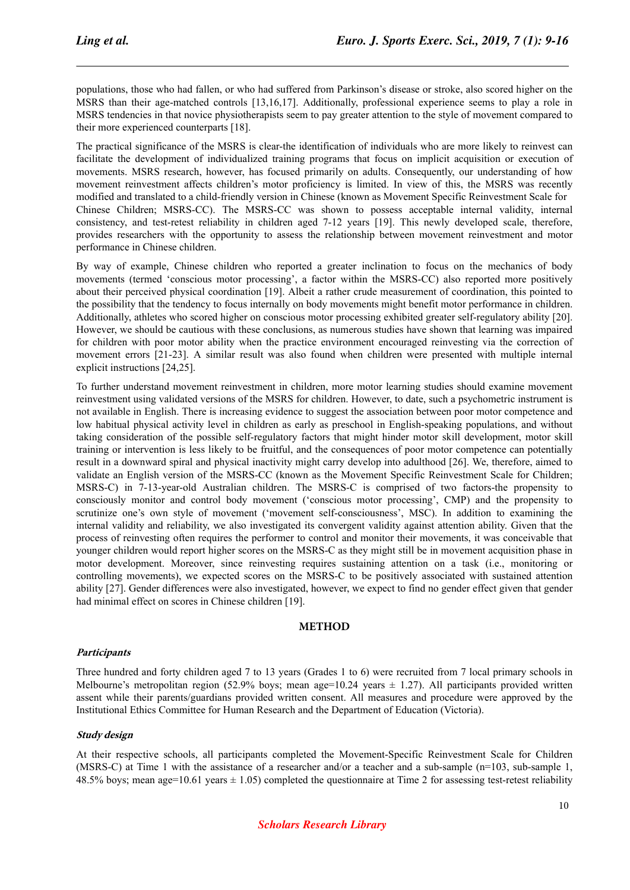populations, those who had fallen, or who had suffered from Parkinson's disease or stroke, also scored higher on the MSRS than their age-matched controls [13,16,17]. Additionally, professional experience seems to play a role in MSRS tendencies in that novice physiotherapists seem to pay greater attention to the style of movement compared to their more experienced counterparts [18].

The practical significance of the MSRS is clear-the identification of individuals who are more likely to reinvest can facilitate the development of individualized training programs that focus on implicit acquisition or execution of movements. MSRS research, however, has focused primarily on adults. Consequently, our understanding of how movement reinvestment affects children's motor proficiency is limited. In view of this, the MSRS was recently modified and translated to a child-friendly version in Chinese (known as Movement Specific Reinvestment Scale for Chinese Children; MSRS-CC). The MSRS-CC was shown to possess acceptable internal validity, internal consistency, and test-retest reliability in children aged 7-12 years [19]. This newly developed scale, therefore, provides researchers with the opportunity to assess the relationship between movement reinvestment and motor performance in Chinese children.

By way of example, Chinese children who reported a greater inclination to focus on the mechanics of body movements (termed 'conscious motor processing', a factor within the MSRS-CC) also reported more positively about their perceived physical coordination [19]. Albeit a rather crude measurement of coordination, this pointed to the possibility that the tendency to focus internally on body movements might benefit motor performance in children. Additionally, athletes who scored higher on conscious motor processing exhibited greater self-regulatory ability [20]. However, we should be cautious with these conclusions, as numerous studies have shown that learning was impaired for children with poor motor ability when the practice environment encouraged reinvesting via the correction of movement errors [21-23]. A similar result was also found when children were presented with multiple internal explicit instructions [24,25].

To further understand movement reinvestment in children, more motor learning studies should examine movement reinvestment using validated versions of the MSRS for children. However, to date, such a psychometric instrument is not available in English. There is increasing evidence to suggest the association between poor motor competence and low habitual physical activity level in children as early as preschool in English-speaking populations, and without taking consideration of the possible self-regulatory factors that might hinder motor skill development, motor skill training or intervention is less likely to be fruitful, and the consequences of poor motor competence can potentially result in a downward spiral and physical inactivity might carry develop into adulthood [26]. We, therefore, aimed to validate an English version of the MSRS-CC (known as the Movement Specific Reinvestment Scale for Children; MSRS-C) in 7-13-year-old Australian children. The MSRS-C is comprised of two factors-the propensity to consciously monitor and control body movement ('conscious motor processing', CMP) and the propensity to scrutinize one's own style of movement ('movement self-consciousness', MSC). In addition to examining the internal validity and reliability, we also investigated its convergent validity against attention ability. Given that the process of reinvesting often requires the performer to control and monitor their movements, it was conceivable that younger children would report higher scores on the MSRS-C as they might still be in movement acquisition phase in motor development. Moreover, since reinvesting requires sustaining attention on a task (i.e., monitoring or controlling movements), we expected scores on the MSRS-C to be positively associated with sustained attention ability [27]. Gender differences were also investigated, however, we expect to find no gender effect given that gender had minimal effect on scores in Chinese children [19].

## METHOD

### *Participants*

Three hundred and forty children aged 7 to 13 years (Grades 1 to 6) were recruited from 7 local primary schools in Melbourne's metropolitan region (52.9% boys; mean age=10.24 years ± 1.27). All participants provided written assent while their parents/guardians provided written consent. All measures and procedure were approved by the Institutional Ethics Committee for Human Research and the Department of Education (Victoria).

### *Study design*

At their respective schools, all participants completed the Movement-Specific Reinvestment Scale for Children (MSRS-C) at Time 1 with the assistance of a researcher and/or a teacher and a sub-sample (n=103, sub-sample 1, 48.5% boys; mean age=10.61 years ± 1.05) completed the questionnaire at Time 2 for assessing test-retest reliability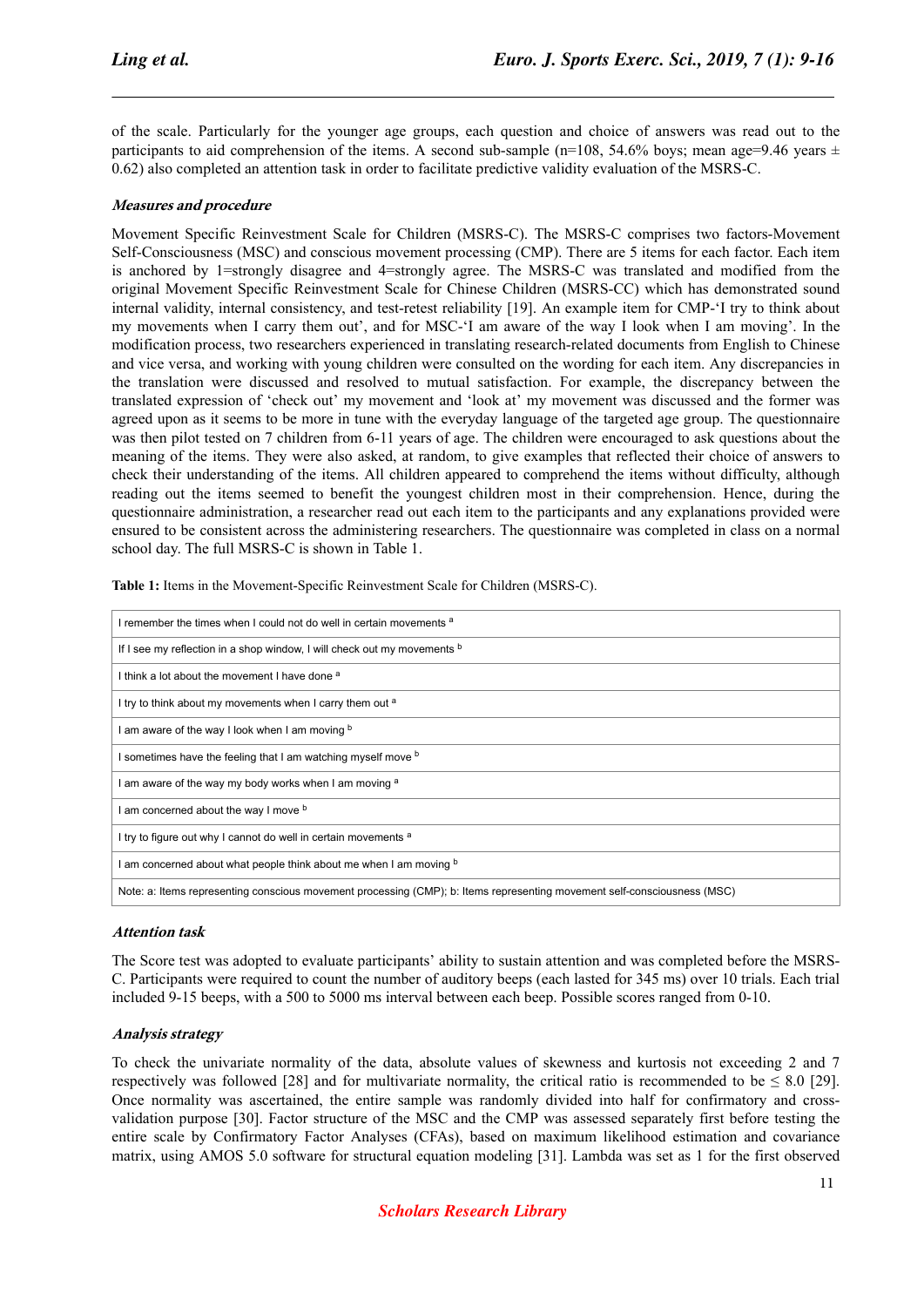of the scale. Particularly for the younger age groups, each question and choice of answers was read out to the participants to aid comprehension of the items. A second sub-sample (n=108, 54.6% boys; mean age=9.46 years ± 0.62) also completed an attention task in order to facilitate predictive validity evaluation of the MSRS-C.

### *Measures and procedure*

Movement Specific Reinvestment Scale for Children (MSRS-C). The MSRS-C comprises two factors-Movement Self-Consciousness (MSC) and conscious movement processing (CMP). There are 5 items for each factor. Each item is anchored by 1=strongly disagree and 4=strongly agree. The MSRS-C was translated and modified from the original Movement Specific Reinvestment Scale for Chinese Children (MSRS-CC) which has demonstrated sound internal validity, internal consistency, and test-retest reliability [19]. An example item for CMP-'I try to think about my movements when I carry them out', and for MSC-'I am aware of the way I look when I am moving'. In the modification process, two researchers experienced in translating research-related documents from English to Chinese and vice versa, and working with young children were consulted on the wording for each item. Any discrepancies in the translation were discussed and resolved to mutual satisfaction. For example, the discrepancy between the translated expression of 'check out' my movement and 'look at' my movement was discussed and the former was agreed upon as it seems to be more in tune with the everyday language of the targeted age group. The questionnaire was then pilot tested on 7 children from 6-11 years of age. The children were encouraged to ask questions about the meaning of the items. They were also asked, at random, to give examples that reflected their choice of answers to check their understanding of the items. All children appeared to comprehend the items without difficulty, although reading out the items seemed to benefit the youngest children most in their comprehension. Hence, during the questionnaire administration, a researcher read out each item to the participants and any explanations provided were ensured to be consistent across the administering researchers. The questionnaire was completed in class on a normal school day. The full MSRS-C is shown in Table 1.

**Table 1:** Items in the Movement-Specific Reinvestment Scale for Children (MSRS-C).

| Items |
|---|
| I remember the times when I could not do well in certain movements [a] |
| If I see my reflection in a shop window, I will check out my movements [b] |
| I think a lot about the movement I have done [a] |
| I try to think about my movements when I carry them out [a] |
| I am aware of the way I look when I am moving [b] |
| I sometimes have the feeling that I am watching myself move [b] |
| I am aware of the way my body works when I am moving [a] |
| I am concerned about the way I move [b] |
| I try to figure out why I cannot do well in certain movements [a] |
| I am concerned about what people think about me when I am moving [b] |
| Note: a: Items representing conscious movement processing (CMP); b: Items representing movement self-consciousness (MSC) |

### *Attention task*

The Score test was adopted to evaluate participants' ability to sustain attention and was completed before the MSRS-C. Participants were required to count the number of auditory beeps (each lasted for 345 ms) over 10 trials. Each trial included 9-15 beeps, with a 500 to 5000 ms interval between each beep. Possible scores ranged from 0-10.

### *Analysis strategy*

To check the univariate normality of the data, absolute values of skewness and kurtosis not exceeding 2 and 7 respectively was followed [28] and for multivariate normality, the critical ratio is recommended to be ≤ 8.0 [29]. Once normality was ascertained, the entire sample was randomly divided into half for confirmatory and cross-validation purpose [30]. Factor structure of the MSC and the CMP was assessed separately first before testing the entire scale by Confirmatory Factor Analyses (CFAs), based on maximum likelihood estimation and covariance matrix, using AMOS 5.0 software for structural equation modeling [31]. Lambda was set as 1 for the first observed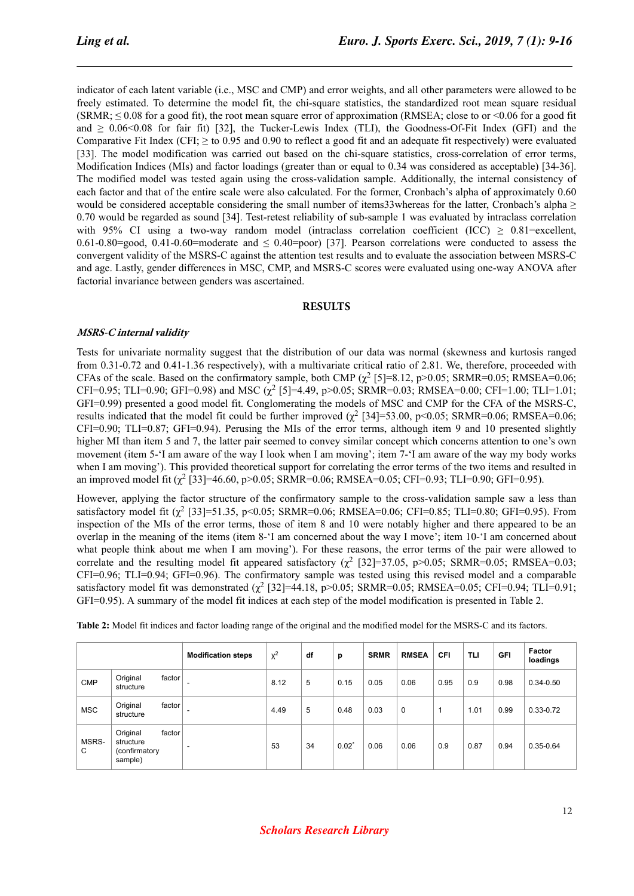indicator of each latent variable (i.e., MSC and CMP) and error weights, and all other parameters were allowed to be freely estimated. To determine the model fit, the chi-square statistics, the standardized root mean square residual (SRMR; ≤ 0.08 for a good fit), the root mean square error of approximation (RMSEA; close to or <0.06 for a good fit and ≥ 0.06<0.08 for fair fit) [32], the Tucker-Lewis Index (TLI), the Goodness-Of-Fit Index (GFI) and the Comparative Fit Index (CFI; ≥ to 0.95 and 0.90 to reflect a good fit and an adequate fit respectively) were evaluated [33]. The model modification was carried out based on the chi-square statistics, cross-correlation of error terms, Modification Indices (MIs) and factor loadings (greater than or equal to 0.34 was considered as acceptable) [34-36]. The modified model was tested again using the cross-validation sample. Additionally, the internal consistency of each factor and that of the entire scale were also calculated. For the former, Cronbach's alpha of approximately 0.60 would be considered acceptable considering the small number of items33whereas for the latter, Cronbach's alpha ≥ 0.70 would be regarded as sound [34]. Test-retest reliability of sub-sample 1 was evaluated by intraclass correlation with 95% CI using a two-way random model (intraclass correlation coefficient (ICC) ≥ 0.81=excellent, 0.61-0.80=good, 0.41-0.60=moderate and ≤ 0.40=poor) [37]. Pearson correlations were conducted to assess the convergent validity of the MSRS-C against the attention test results and to evaluate the association between MSRS-C and age. Lastly, gender differences in MSC, CMP, and MSRS-C scores were evaluated using one-way ANOVA after factorial invariance between genders was ascertained.

## RESULTS

### *MSRS-C internal validity*

Tests for univariate normality suggest that the distribution of our data was normal (skewness and kurtosis ranged from 0.31-0.72 and 0.41-1.36 respectively), with a multivariate critical ratio of 2.81. We, therefore, proceeded with CFAs of the scale. Based on the confirmatory sample, both CMP ($\chi^2$ [5]=8.12, p>0.05; SRMR=0.05; RMSEA=0.06; CFI=0.95; TLI=0.90; GFI=0.98) and MSC ($\chi^2$ [5]=4.49, p>0.05; SRMR=0.03; RMSEA=0.00; CFI=1.00; TLI=1.01; GFI=0.99) presented a good model fit. Conglomerating the models of MSC and CMP for the CFA of the MSRS-C, results indicated that the model fit could be further improved ($\chi^2$ [34]=53.00, p<0.05; SRMR=0.06; RMSEA=0.06; CFI=0.90; TLI=0.87; GFI=0.94). Perusing the MIs of the error terms, although item 9 and 10 presented slightly higher MI than item 5 and 7, the latter pair seemed to convey similar concept which concerns attention to one's own movement (item 5-'I am aware of the way I look when I am moving'; item 7-'I am aware of the way my body works when I am moving'). This provided theoretical support for correlating the error terms of the two items and resulted in an improved model fit ($\chi^2$ [33]=46.60, p>0.05; SRMR=0.06; RMSEA=0.05; CFI=0.93; TLI=0.90; GFI=0.95).

However, applying the factor structure of the confirmatory sample to the cross-validation sample saw a less than satisfactory model fit ($\chi^2$ [33]=51.35, p<0.05; SRMR=0.06; RMSEA=0.06; CFI=0.85; TLI=0.80; GFI=0.95). From inspection of the MIs of the error terms, those of item 8 and 10 were notably higher and there appeared to be an overlap in the meaning of the items (item 8-'I am concerned about the way I move'; item 10-'I am concerned about what people think about me when I am moving'). For these reasons, the error terms of the pair were allowed to correlate and the resulting model fit appeared satisfactory ($\chi^2$ [32]=37.05, p>0.05; SRMR=0.05; RMSEA=0.03; CFI=0.96; TLI=0.94; GFI=0.96). The confirmatory sample was tested using this revised model and a comparable satisfactory model fit was demonstrated ($\chi^2$ [32]=44.18, p>0.05; SRMR=0.05; RMSEA=0.05; CFI=0.94; TLI=0.91; GFI=0.95). A summary of the model fit indices at each step of the model modification is presented in Table 2.

**Table 2:** Model fit indices and factor loading range of the original and the modified model for the MSRS-C and its factors.

| | | Modification steps | $\chi^2$ | df | p | SRMR | RMSEA | CFI | TLI | GFI | Factor loadings |
|---|---|---|---|---|---|---|---|---|---|---|---|
| CMP | Original factor structure | - | 8.12 | 5 | 0.15 | 0.05 | 0.06 | 0.95 | 0.9 | 0.98 | 0.34-0.50 |
| MSC | Original factor structure | - | 4.49 | 5 | 0.48 | 0.03 | 0 | 1 | 1.01 | 0.99 | 0.33-0.72 |
| MSRS-C | Original factor structure (confirmatory sample) | - | 53 | 34 | 0.02* | 0.06 | 0.06 | 0.9 | 0.87 | 0.94 | 0.35-0.64 |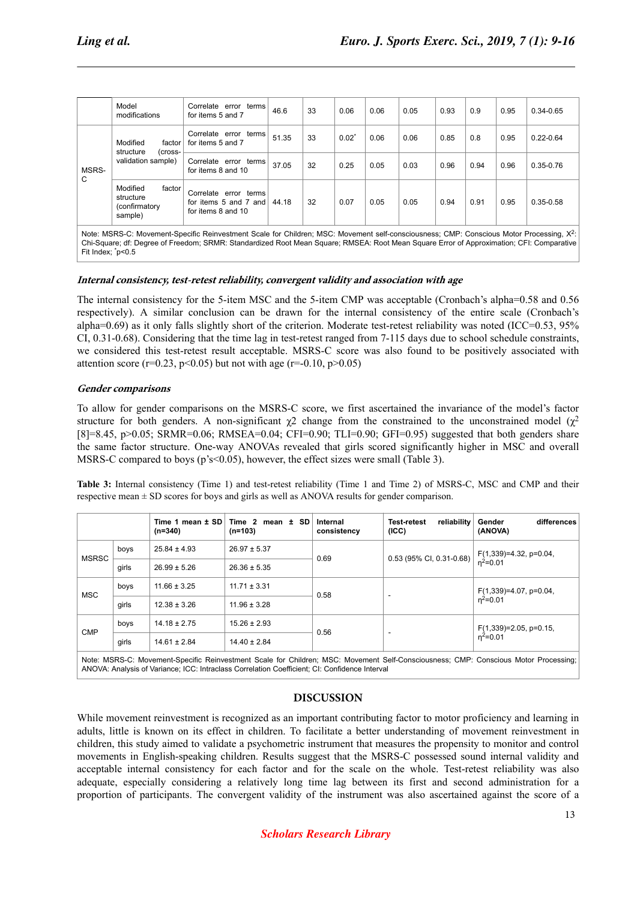| | Model modifications | Correlate error terms for items 5 and 7 | 46.6 | 33 | 0.06 | 0.06 | 0.05 | 0.93 | 0.9 | 0.95 | 0.34-0.65 |
|---|---|---|---|---|---|---|---|---|---|---|---|
| MSRS-C | Modified factor structure (cross-validation sample) | Correlate error terms for items 5 and 7 | 51.35 | 33 | 0.02* | 0.06 | 0.06 | 0.85 | 0.8 | 0.95 | 0.22-0.64 |
| | | Correlate error terms for items 8 and 10 | 37.05 | 32 | 0.25 | 0.05 | 0.03 | 0.96 | 0.94 | 0.96 | 0.35-0.76 |
| | Modified factor structure (confirmatory sample) | Correlate error terms for items 5 and 7 and for items 8 and 10 | 44.18 | 32 | 0.07 | 0.05 | 0.05 | 0.94 | 0.91 | 0.95 | 0.35-0.58 |

Note: MSRS-C: Movement-Specific Reinvestment Scale for Children; MSC: Movement self-consciousness; CMP: Conscious Motor Processing, $X^2$: Chi-Square; df: Degree of Freedom; SRMR: Standardized Root Mean Square; RMSEA: Root Mean Square Error of Approximation; CFI: Comparative Fit Index; *p<0.5

### *Internal consistency, test-retest reliability, convergent validity and association with age*

The internal consistency for the 5-item MSC and the 5-item CMP was acceptable (Cronbach's alpha=0.58 and 0.56 respectively). A similar conclusion can be drawn for the internal consistency of the entire scale (Cronbach's alpha=0.69) as it only falls slightly short of the criterion. Moderate test-retest reliability was noted (ICC=0.53, 95% CI, 0.31-0.68). Considering that the time lag in test-retest ranged from 7-115 days due to school schedule constraints, we considered this test-retest result acceptable. MSRS-C score was also found to be positively associated with attention score ($r=0.23$, $p<0.05$) but not with age ($r=-0.10$, $p>0.05$)

### *Gender comparisons*

To allow for gender comparisons on the MSRS-C score, we first ascertained the invariance of the model's factor structure for both genders. A non-significant $\chi2$ change from the constrained to the unconstrained model ($\chi^2$ [8]=8.45, $p>0.05$; SRMR=0.06; RMSEA=0.04; CFI=0.90; TLI=0.90; GFI=0.95) suggested that both genders share the same factor structure. One-way ANOVAs revealed that girls scored significantly higher in MSC and overall MSRS-C compared to boys (p's<0.05), however, the effect sizes were small (Table 3).

**Table 3:** Internal consistency (Time 1) and test-retest reliability (Time 1 and Time 2) of MSRS-C, MSC and CMP and their respective mean ± SD scores for boys and girls as well as ANOVA results for gender comparison.

| | | Time 1 mean ± SD (n=340) | Time 2 mean ± SD (n=103) | Internal consistency | Test-retest reliability (ICC) | Gender differences (ANOVA) |
|---|---|---|---|---|---|---|
| MSRSC | boys | 25.84 ± 4.93 | 26.97 ± 5.37 | 0.69 | 0.53 (95% CI, 0.31-0.68) | $F(1,339)=4.32$, $p=0.04$, $\eta^2=0.01$ |
| | girls | 26.99 ± 5.26 | 26.36 ± 5.35 | | | |
| MSC | boys | 11.66 ± 3.25 | 11.71 ± 3.31 | 0.58 | - | $F(1,339)=4.07$, $p=0.04$, $\eta^2=0.01$ |
| | girls | 12.38 ± 3.26 | 11.96 ± 3.28 | | | |
| CMP | boys | 14.18 ± 2.75 | 15.26 ± 2.93 | 0.56 | - | $F(1,339)=2.05$, $p=0.15$, $\eta^2=0.01$ |
| | girls | 14.61 ± 2.84 | 14.40 ± 2.84 | | | |

Note: MSRS-C: Movement-Specific Reinvestment Scale for Children; MSC: Movement Self-Consciousness; CMP: Conscious Motor Processing; ANOVA: Analysis of Variance; ICC: Intraclass Correlation Coefficient; CI: Confidence Interval

## DISCUSSION

While movement reinvestment is recognized as an important contributing factor to motor proficiency and learning in adults, little is known on its effect in children. To facilitate a better understanding of movement reinvestment in children, this study aimed to validate a psychometric instrument that measures the propensity to monitor and control movements in English-speaking children. Results suggest that the MSRS-C possessed sound internal validity and acceptable internal consistency for each factor and for the scale on the whole. Test-retest reliability was also adequate, especially considering a relatively long time lag between its first and second administration for a proportion of participants. The convergent validity of the instrument was also ascertained against the score of a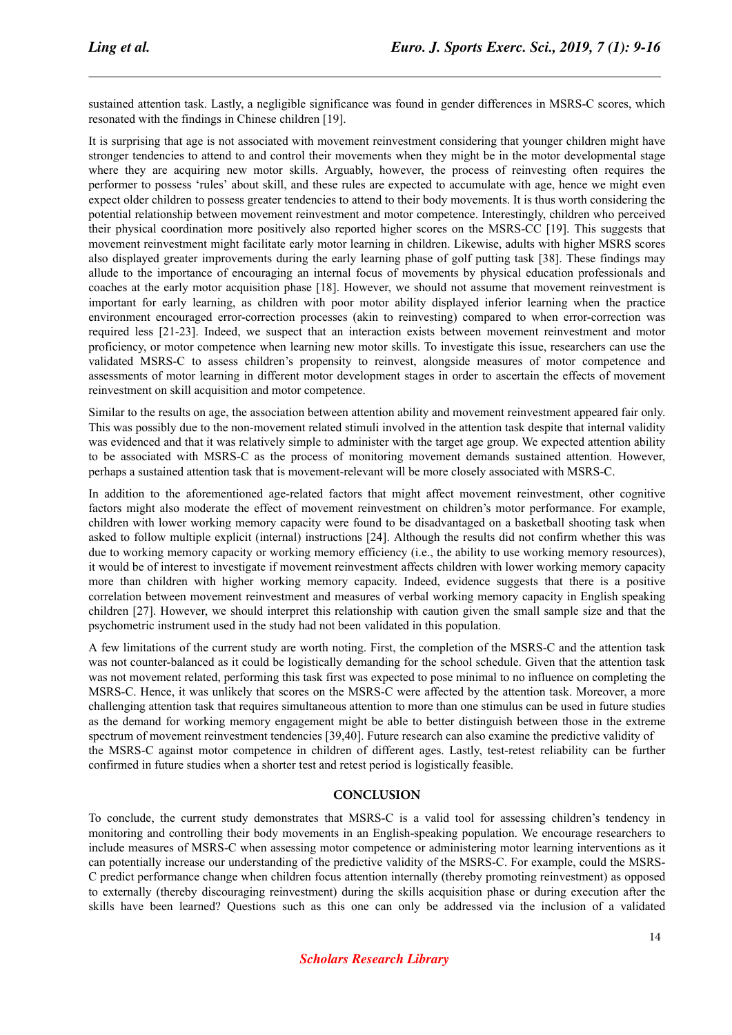sustained attention task. Lastly, a negligible significance was found in gender differences in MSRS-C scores, which resonated with the findings in Chinese children [19].

It is surprising that age is not associated with movement reinvestment considering that younger children might have stronger tendencies to attend to and control their movements when they might be in the motor developmental stage where they are acquiring new motor skills. Arguably, however, the process of reinvesting often requires the performer to possess 'rules' about skill, and these rules are expected to accumulate with age, hence we might even expect older children to possess greater tendencies to attend to their body movements. It is thus worth considering the potential relationship between movement reinvestment and motor competence. Interestingly, children who perceived their physical coordination more positively also reported higher scores on the MSRS-CC [19]. This suggests that movement reinvestment might facilitate early motor learning in children. Likewise, adults with higher MSRS scores also displayed greater improvements during the early learning phase of golf putting task [38]. These findings may allude to the importance of encouraging an internal focus of movements by physical education professionals and coaches at the early motor acquisition phase [18]. However, we should not assume that movement reinvestment is important for early learning, as children with poor motor ability displayed inferior learning when the practice environment encouraged error-correction processes (akin to reinvesting) compared to when error-correction was required less [21-23]. Indeed, we suspect that an interaction exists between movement reinvestment and motor proficiency, or motor competence when learning new motor skills. To investigate this issue, researchers can use the validated MSRS-C to assess children's propensity to reinvest, alongside measures of motor competence and assessments of motor learning in different motor development stages in order to ascertain the effects of movement reinvestment on skill acquisition and motor competence.

Similar to the results on age, the association between attention ability and movement reinvestment appeared fair only. This was possibly due to the non-movement related stimuli involved in the attention task despite that internal validity was evidenced and that it was relatively simple to administer with the target age group. We expected attention ability to be associated with MSRS-C as the process of monitoring movement demands sustained attention. However, perhaps a sustained attention task that is movement-relevant will be more closely associated with MSRS-C.

In addition to the aforementioned age-related factors that might affect movement reinvestment, other cognitive factors might also moderate the effect of movement reinvestment on children's motor performance. For example, children with lower working memory capacity were found to be disadvantaged on a basketball shooting task when asked to follow multiple explicit (internal) instructions [24]. Although the results did not confirm whether this was due to working memory capacity or working memory efficiency (i.e., the ability to use working memory resources), it would be of interest to investigate if movement reinvestment affects children with lower working memory capacity more than children with higher working memory capacity. Indeed, evidence suggests that there is a positive correlation between movement reinvestment and measures of verbal working memory capacity in English speaking children [27]. However, we should interpret this relationship with caution given the small sample size and that the psychometric instrument used in the study had not been validated in this population.

A few limitations of the current study are worth noting. First, the completion of the MSRS-C and the attention task was not counter-balanced as it could be logistically demanding for the school schedule. Given that the attention task was not movement related, performing this task first was expected to pose minimal to no influence on completing the MSRS-C. Hence, it was unlikely that scores on the MSRS-C were affected by the attention task. Moreover, a more challenging attention task that requires simultaneous attention to more than one stimulus can be used in future studies as the demand for working memory engagement might be able to better distinguish between those in the extreme spectrum of movement reinvestment tendencies [39,40]. Future research can also examine the predictive validity of the MSRS-C against motor competence in children of different ages. Lastly, test-retest reliability can be further confirmed in future studies when a shorter test and retest period is logistically feasible.

## CONCLUSION

To conclude, the current study demonstrates that MSRS-C is a valid tool for assessing children's tendency in monitoring and controlling their body movements in an English-speaking population. We encourage researchers to include measures of MSRS-C when assessing motor competence or administering motor learning interventions as it can potentially increase our understanding of the predictive validity of the MSRS-C. For example, could the MSRS-C predict performance change when children focus attention internally (thereby promoting reinvestment) as opposed to externally (thereby discouraging reinvestment) during the skills acquisition phase or during execution after the skills have been learned? Questions such as this one can only be addressed via the inclusion of a validated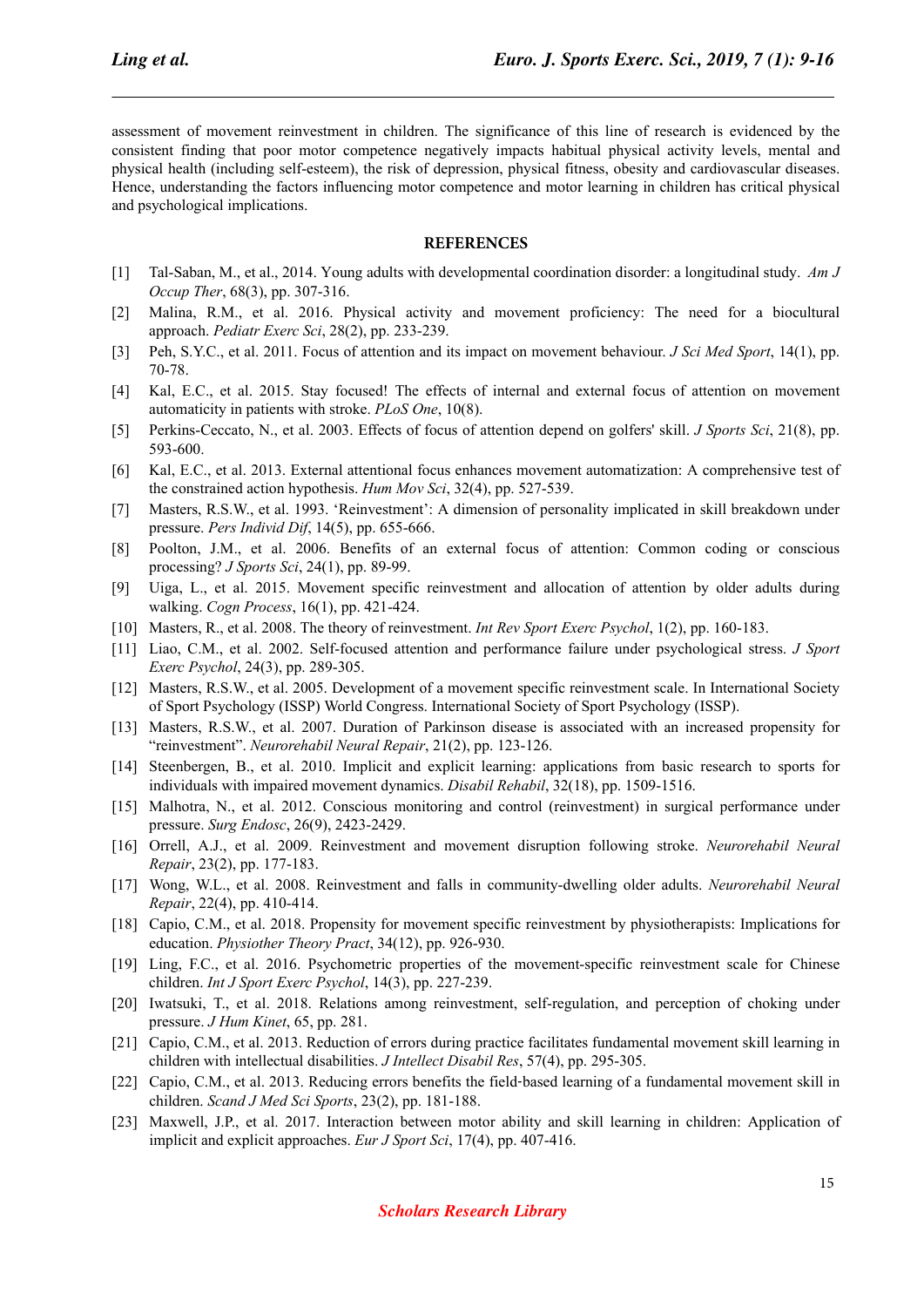assessment of movement reinvestment in children. The significance of this line of research is evidenced by the consistent finding that poor motor competence negatively impacts habitual physical activity levels, mental and physical health (including self-esteem), the risk of depression, physical fitness, obesity and cardiovascular diseases. Hence, understanding the factors influencing motor competence and motor learning in children has critical physical and psychological implications.

## REFERENCES

[1] Tal-Saban, M., et al., 2014. Young adults with developmental coordination disorder: a longitudinal study. *Am J Occup Ther*, 68(3), pp. 307-316.

[2] Malina, R.M., et al. 2016. Physical activity and movement proficiency: The need for a biocultural approach. *Pediatr Exerc Sci*, 28(2), pp. 233-239.

[3] Peh, S.Y.C., et al. 2011. Focus of attention and its impact on movement behaviour. *J Sci Med Sport*, 14(1), pp. 70-78.

[4] Kal, E.C., et al. 2015. Stay focused! The effects of internal and external focus of attention on movement automaticity in patients with stroke. *PLoS One*, 10(8).

[5] Perkins-Ceccato, N., et al. 2003. Effects of focus of attention depend on golfers' skill. *J Sports Sci*, 21(8), pp. 593-600.

[6] Kal, E.C., et al. 2013. External attentional focus enhances movement automatization: A comprehensive test of the constrained action hypothesis. *Hum Mov Sci*, 32(4), pp. 527-539.

[7] Masters, R.S.W., et al. 1993. 'Reinvestment': A dimension of personality implicated in skill breakdown under pressure. *Pers Individ Dif*, 14(5), pp. 655-666.

[8] Poolton, J.M., et al. 2006. Benefits of an external focus of attention: Common coding or conscious processing? *J Sports Sci*, 24(1), pp. 89-99.

[9] Uiga, L., et al. 2015. Movement specific reinvestment and allocation of attention by older adults during walking. *Cogn Process*, 16(1), pp. 421-424.

[10] Masters, R., et al. 2008. The theory of reinvestment. *Int Rev Sport Exerc Psychol*, 1(2), pp. 160-183.

[11] Liao, C.M., et al. 2002. Self-focused attention and performance failure under psychological stress. *J Sport Exerc Psychol*, 24(3), pp. 289-305.

[12] Masters, R.S.W., et al. 2005. Development of a movement specific reinvestment scale. In International Society of Sport Psychology (ISSP) World Congress. International Society of Sport Psychology (ISSP).

[13] Masters, R.S.W., et al. 2007. Duration of Parkinson disease is associated with an increased propensity for "reinvestment". *Neurorehabil Neural Repair*, 21(2), pp. 123-126.

[14] Steenbergen, B., et al. 2010. Implicit and explicit learning: applications from basic research to sports for individuals with impaired movement dynamics. *Disabil Rehabil*, 32(18), pp. 1509-1516.

[15] Malhotra, N., et al. 2012. Conscious monitoring and control (reinvestment) in surgical performance under pressure. *Surg Endosc*, 26(9), 2423-2429.

[16] Orrell, A.J., et al. 2009. Reinvestment and movement disruption following stroke. *Neurorehabil Neural Repair*, 23(2), pp. 177-183.

[17] Wong, W.L., et al. 2008. Reinvestment and falls in community-dwelling older adults. *Neurorehabil Neural Repair*, 22(4), pp. 410-414.

[18] Capio, C.M., et al. 2018. Propensity for movement specific reinvestment by physiotherapists: Implications for education. *Physiother Theory Pract*, 34(12), pp. 926-930.

[19] Ling, F.C., et al. 2016. Psychometric properties of the movement-specific reinvestment scale for Chinese children. *Int J Sport Exerc Psychol*, 14(3), pp. 227-239.

[20] Iwatsuki, T., et al. 2018. Relations among reinvestment, self-regulation, and perception of choking under pressure. *J Hum Kinet*, 65, pp. 281.

[21] Capio, C.M., et al. 2013. Reduction of errors during practice facilitates fundamental movement skill learning in children with intellectual disabilities. *J Intellect Disabil Res*, 57(4), pp. 295-305.

[22] Capio, C.M., et al. 2013. Reducing errors benefits the field-based learning of a fundamental movement skill in children. *Scand J Med Sci Sports*, 23(2), pp. 181-188.

[23] Maxwell, J.P., et al. 2017. Interaction between motor ability and skill learning in children: Application of implicit and explicit approaches. *Eur J Sport Sci*, 17(4), pp. 407-416.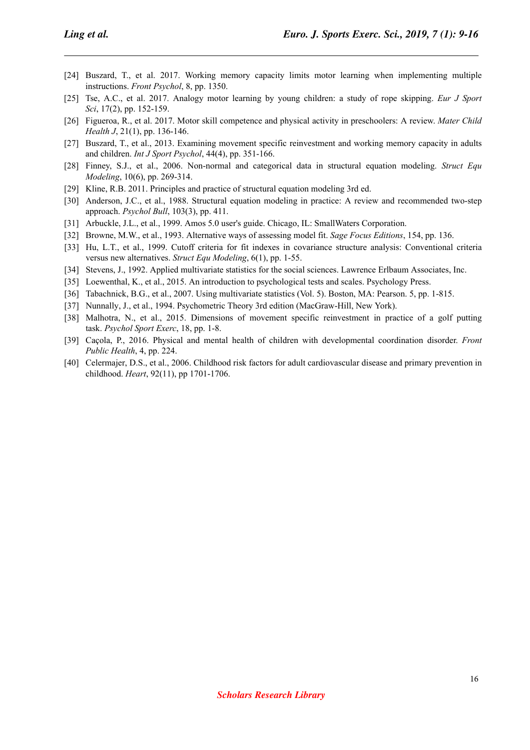[24] Buszard, T., et al. 2017. Working memory capacity limits motor learning when implementing multiple instructions. *Front Psychol*, 8, pp. 1350.

[25] Tse, A.C., et al. 2017. Analogy motor learning by young children: a study of rope skipping. *Eur J Sport Sci*, 17(2), pp. 152-159.

[26] Figueroa, R., et al. 2017. Motor skill competence and physical activity in preschoolers: A review. *Mater Child Health J*, 21(1), pp. 136-146.

[27] Buszard, T., et al., 2013. Examining movement specific reinvestment and working memory capacity in adults and children. *Int J Sport Psychol*, 44(4), pp. 351-166.

[28] Finney, S.J., et al., 2006. Non-normal and categorical data in structural equation modeling. *Struct Equ Modeling*, 10(6), pp. 269-314.

[29] Kline, R.B. 2011. Principles and practice of structural equation modeling 3rd ed.

[30] Anderson, J.C., et al., 1988. Structural equation modeling in practice: A review and recommended two-step approach. *Psychol Bull*, 103(3), pp. 411.

[31] Arbuckle, J.L., et al., 1999. Amos 5.0 user's guide. Chicago, IL: SmallWaters Corporation.

[32] Browne, M.W., et al., 1993. Alternative ways of assessing model fit. *Sage Focus Editions*, 154, pp. 136.

[33] Hu, L.T., et al., 1999. Cutoff criteria for fit indexes in covariance structure analysis: Conventional criteria versus new alternatives. *Struct Equ Modeling*, 6(1), pp. 1-55.

[34] Stevens, J., 1992. Applied multivariate statistics for the social sciences. Lawrence Erlbaum Associates, Inc.

[35] Loewenthal, K., et al., 2015. An introduction to psychological tests and scales. Psychology Press.

[36] Tabachnick, B.G., et al., 2007. Using multivariate statistics (Vol. 5). Boston, MA: Pearson. 5, pp. 1-815.

[37] Nunnally, J., et al., 1994. Psychometric Theory 3rd edition (MacGraw-Hill, New York).

[38] Malhotra, N., et al., 2015. Dimensions of movement specific reinvestment in practice of a golf putting task. *Psychol Sport Exerc*, 18, pp. 1-8.

[39] Caçola, P., 2016. Physical and mental health of children with developmental coordination disorder. *Front Public Health*, 4, pp. 224.

[40] Celermajer, D.S., et al., 2006. Childhood risk factors for adult cardiovascular disease and primary prevention in childhood. *Heart*, 92(11), pp 1701-1706.